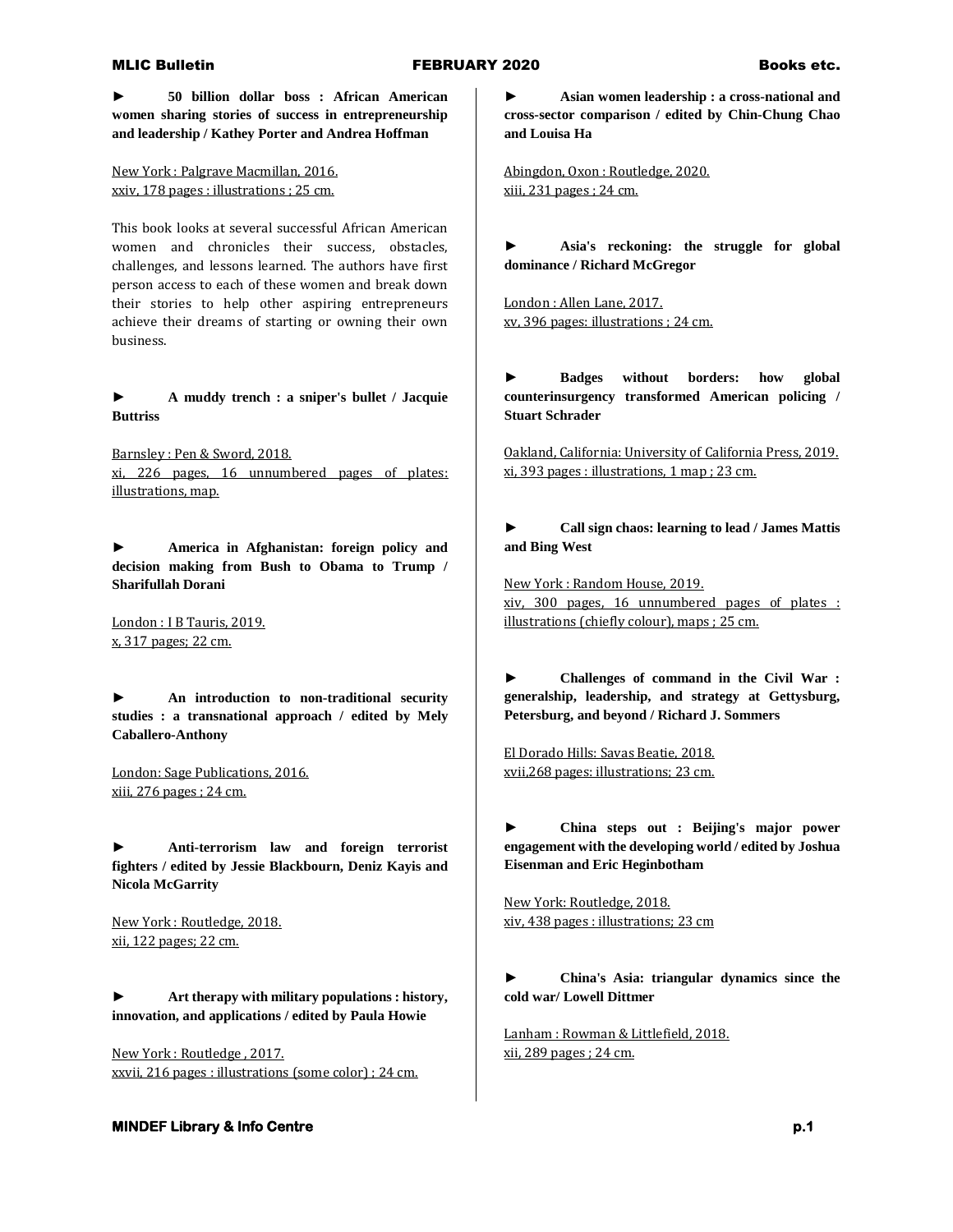► **50 billion dollar boss : African American women sharing stories of success in entrepreneurship and leadership / Kathey Porter and Andrea Hoffman**

New York : Palgrave Macmillan, 2016.
xxiv, 178 pages : illustrations ; 25 cm.

This book looks at several successful African American women and chronicles their success, obstacles, challenges, and lessons learned. The authors have first person access to each of these women and break down their stories to help other aspiring entrepreneurs achieve their dreams of starting or owning their own business.

► **A muddy trench : a sniper's bullet / Jacquie Buttriss**

Barnsley : Pen & Sword, 2018.
xi, 226 pages, 16 unnumbered pages of plates: illustrations, map.

► **America in Afghanistan: foreign policy and decision making from Bush to Obama to Trump / Sharifullah Dorani**

London : I B Tauris, 2019.
x, 317 pages; 22 cm.

► **An introduction to non-traditional security studies : a transnational approach / edited by Mely Caballero-Anthony**

London: Sage Publications, 2016.
xiii, 276 pages ; 24 cm.

► **Anti-terrorism law and foreign terrorist fighters / edited by Jessie Blackbourn, Deniz Kayis and Nicola McGarrity**

New York : Routledge, 2018.
xii, 122 pages; 22 cm.

► **Art therapy with military populations : history, innovation, and applications / edited by Paula Howie**

New York : Routledge , 2017.
xxvii, 216 pages : illustrations (some color) ; 24 cm.

► **Asian women leadership : a cross-national and cross-sector comparison / edited by Chin-Chung Chao and Louisa Ha**

Abingdon, Oxon : Routledge, 2020.
xiii, 231 pages ; 24 cm.

► **Asia's reckoning: the struggle for global dominance / Richard McGregor**

London : Allen Lane, 2017.
xv, 396 pages: illustrations ; 24 cm.

► **Badges without borders: how global counterinsurgency transformed American policing / Stuart Schrader**

Oakland, California: University of California Press, 2019.
xi, 393 pages : illustrations, 1 map ; 23 cm.

► **Call sign chaos: learning to lead / James Mattis and Bing West**

New York : Random House, 2019.
xiv, 300 pages, 16 unnumbered pages of plates : illustrations (chiefly colour), maps ; 25 cm.

► **Challenges of command in the Civil War : generalship, leadership, and strategy at Gettysburg, Petersburg, and beyond / Richard J. Sommers**

El Dorado Hills: Savas Beatie, 2018.
xvii,268 pages: illustrations; 23 cm.

► **China steps out : Beijing's major power engagement with the developing world / edited by Joshua Eisenman and Eric Heginbotham**

New York: Routledge, 2018.
xiv, 438 pages : illustrations; 23 cm

► **China's Asia: triangular dynamics since the cold war/ Lowell Dittmer**

Lanham : Rowman & Littlefield, 2018.
xii, 289 pages ; 24 cm.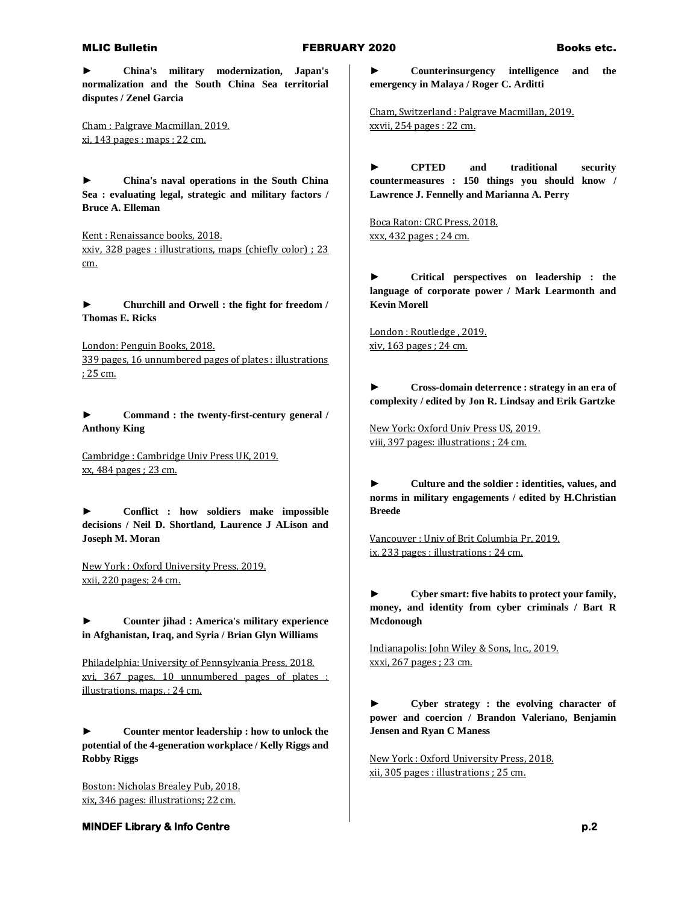► **China's military modernization, Japan's normalization and the South China Sea territorial disputes / Zenel Garcia**

Cham : Palgrave Macmillan, 2019.
xi, 143 pages : maps ; 22 cm.

► **China's naval operations in the South China Sea : evaluating legal, strategic and military factors / Bruce A. Elleman**

Kent : Renaissance books, 2018.
xxiv, 328 pages : illustrations, maps (chiefly color) ; 23 cm.

► **Churchill and Orwell : the fight for freedom / Thomas E. Ricks**

London: Penguin Books, 2018.
339 pages, 16 unnumbered pages of plates : illustrations ; 25 cm.

► **Command : the twenty-first-century general / Anthony King**

Cambridge : Cambridge Univ Press UK, 2019.
xx, 484 pages ; 23 cm.

► **Conflict : how soldiers make impossible decisions / Neil D. Shortland, Laurence J ALison and Joseph M. Moran**

New York : Oxford University Press, 2019.
xxii, 220 pages; 24 cm.

► **Counter jihad : America's military experience in Afghanistan, Iraq, and Syria / Brian Glyn Williams**

Philadelphia: University of Pennsylvania Press, 2018.
xvi, 367 pages, 10 unnumbered pages of plates : illustrations, maps, ; 24 cm.

► **Counter mentor leadership : how to unlock the potential of the 4-generation workplace / Kelly Riggs and Robby Riggs**

Boston: Nicholas Brealey Pub, 2018.
xix, 346 pages: illustrations; 22 cm.

► **Counterinsurgency intelligence and the emergency in Malaya / Roger C. Arditti**

Cham, Switzerland : Palgrave Macmillan, 2019.
xxvii, 254 pages : 22 cm.

► **CPTED and traditional security countermeasures : 150 things you should know / Lawrence J. Fennelly and Marianna A. Perry**

Boca Raton: CRC Press, 2018.
xxx, 432 pages ; 24 cm.

► **Critical perspectives on leadership : the language of corporate power / Mark Learmonth and Kevin Morell**

London : Routledge , 2019.
xiv, 163 pages ; 24 cm.

► **Cross-domain deterrence : strategy in an era of complexity / edited by Jon R. Lindsay and Erik Gartzke**

New York: Oxford Univ Press US, 2019.
viii, 397 pages: illustrations ; 24 cm.

► **Culture and the soldier : identities, values, and norms in military engagements / edited by H.Christian Breede**

Vancouver : Univ of Brit Columbia Pr, 2019.
ix, 233 pages : illustrations ; 24 cm.

► **Cyber smart: five habits to protect your family, money, and identity from cyber criminals / Bart R Mcdonough**

Indianapolis: John Wiley & Sons, Inc., 2019.
xxxi, 267 pages ; 23 cm.

► **Cyber strategy : the evolving character of power and coercion / Brandon Valeriano, Benjamin Jensen and Ryan C Maness**

New York : Oxford University Press, 2018.
xii, 305 pages : illustrations ; 25 cm.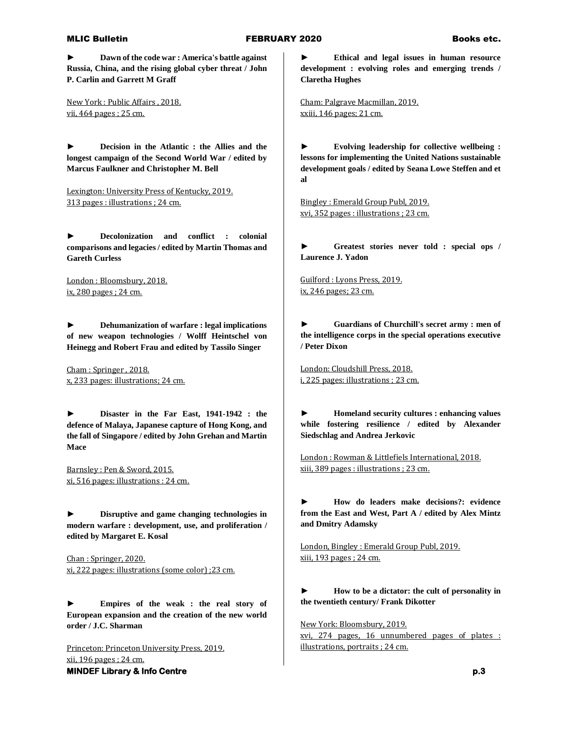► **Dawn of the code war : America's battle against Russia, China, and the rising global cyber threat / John P. Carlin and Garrett M Graff**

New York : Public Affairs , 2018.
vii, 464 pages ; 25 cm.

► **Decision in the Atlantic : the Allies and the longest campaign of the Second World War / edited by Marcus Faulkner and Christopher M. Bell**

Lexington: University Press of Kentucky, 2019.
313 pages : illustrations ; 24 cm.

► **Decolonization and conflict : colonial comparisons and legacies / edited by Martin Thomas and Gareth Curless**

London : Bloomsbury, 2018.
ix, 280 pages ; 24 cm.

► **Dehumanization of warfare : legal implications of new weapon technologies / Wolff Heintschel von Heinegg and Robert Frau and edited by Tassilo Singer**

Cham : Springer , 2018.
x, 233 pages: illustrations; 24 cm.

► **Disaster in the Far East, 1941-1942 : the defence of Malaya, Japanese capture of Hong Kong, and the fall of Singapore / edited by John Grehan and Martin Mace**

Barnsley : Pen & Sword, 2015.
xi, 516 pages: illustrations : 24 cm.

► **Disruptive and game changing technologies in modern warfare : development, use, and proliferation / edited by Margaret E. Kosal**

Chan : Springer, 2020.
xi, 222 pages: illustrations (some color) ;23 cm.

► **Empires of the weak : the real story of European expansion and the creation of the new world order / J.C. Sharman**

Princeton: Princeton University Press, 2019.
xii, 196 pages ; 24 cm.

► **Ethical and legal issues in human resource development : evolving roles and emerging trends / Claretha Hughes**

Cham: Palgrave Macmillan, 2019.
xxiii, 146 pages; 21 cm.

► **Evolving leadership for collective wellbeing : lessons for implementing the United Nations sustainable development goals / edited by Seana Lowe Steffen and et al**

Bingley : Emerald Group Publ, 2019.
xvi, 352 pages : illustrations ; 23 cm.

► **Greatest stories never told : special ops / Laurence J. Yadon**

Guilford : Lyons Press, 2019.
ix, 246 pages; 23 cm.

► **Guardians of Churchill's secret army : men of the intelligence corps in the special operations executive / Peter Dixon**

London: Cloudshill Press, 2018.
i, 225 pages: illustrations ; 23 cm.

► **Homeland security cultures : enhancing values while fostering resilience / edited by Alexander Siedschlag and Andrea Jerkovic**

London : Rowman & Littlefiels International, 2018.
xiii, 389 pages : illustrations ; 23 cm.

► **How do leaders make decisions?: evidence from the East and West, Part A / edited by Alex Mintz and Dmitry Adamsky**

London, Bingley : Emerald Group Publ, 2019.
xiii, 193 pages ; 24 cm.

► **How to be a dictator: the cult of personality in the twentieth century/ Frank Dikotter**

New York: Bloomsbury, 2019.
xvi, 274 pages, 16 unnumbered pages of plates : illustrations, portraits ; 24 cm.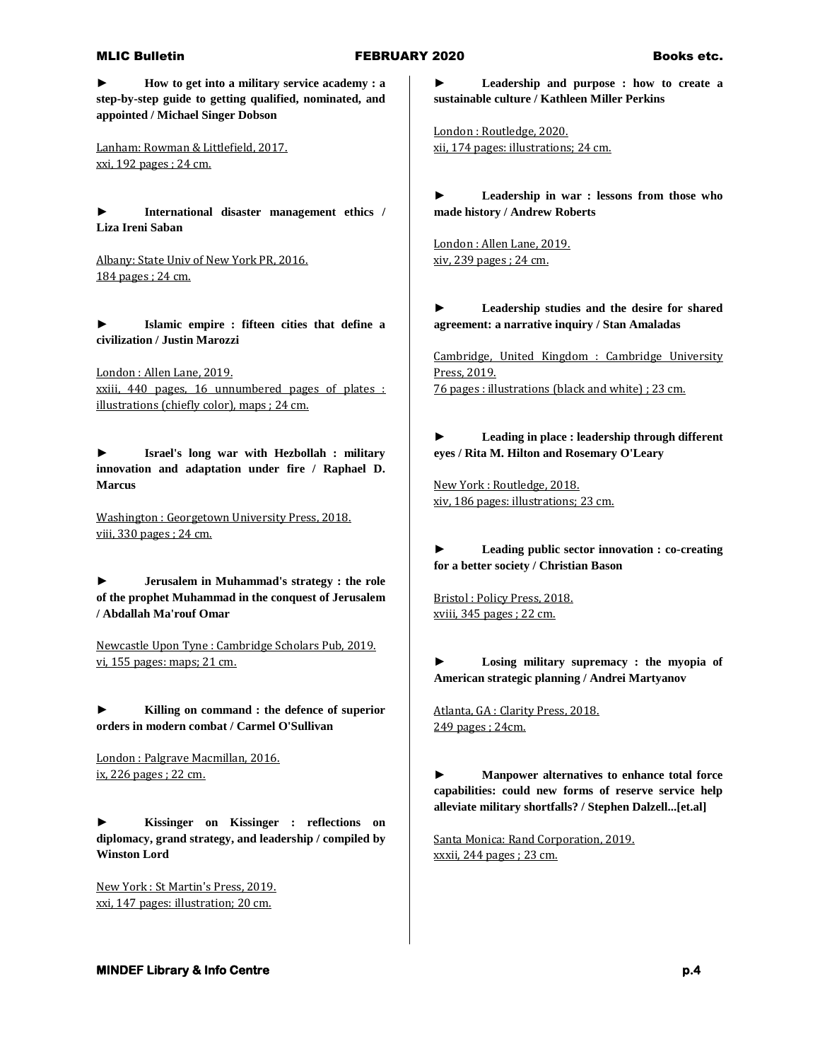► **How to get into a military service academy : a step-by-step guide to getting qualified, nominated, and appointed / Michael Singer Dobson**

Lanham: Rowman & Littlefield, 2017.
xxi, 192 pages ; 24 cm.

► **International disaster management ethics / Liza Ireni Saban**

Albany: State Univ of New York PR, 2016.
184 pages ; 24 cm.

► **Islamic empire : fifteen cities that define a civilization / Justin Marozzi**

London : Allen Lane, 2019.
xxiii, 440 pages, 16 unnumbered pages of plates : illustrations (chiefly color), maps ; 24 cm.

► **Israel's long war with Hezbollah : military innovation and adaptation under fire / Raphael D. Marcus**

Washington : Georgetown University Press, 2018.
viii, 330 pages ; 24 cm.

► **Jerusalem in Muhammad's strategy : the role of the prophet Muhammad in the conquest of Jerusalem / Abdallah Ma'rouf Omar**

Newcastle Upon Tyne : Cambridge Scholars Pub, 2019.
vi, 155 pages: maps; 21 cm.

► **Killing on command : the defence of superior orders in modern combat / Carmel O'Sullivan**

London : Palgrave Macmillan, 2016.
ix, 226 pages ; 22 cm.

► **Kissinger on Kissinger : reflections on diplomacy, grand strategy, and leadership / compiled by Winston Lord**

New York : St Martin's Press, 2019.
xxi, 147 pages: illustration; 20 cm.

► **Leadership and purpose : how to create a sustainable culture / Kathleen Miller Perkins**

London : Routledge, 2020.
xii, 174 pages: illustrations; 24 cm.

► **Leadership in war : lessons from those who made history / Andrew Roberts**

London : Allen Lane, 2019.
xiv, 239 pages ; 24 cm.

► **Leadership studies and the desire for shared agreement: a narrative inquiry / Stan Amaladas**

Cambridge, United Kingdom : Cambridge University Press, 2019.
76 pages : illustrations (black and white) ; 23 cm.

► **Leading in place : leadership through different eyes / Rita M. Hilton and Rosemary O'Leary**

New York : Routledge, 2018.
xiv, 186 pages: illustrations; 23 cm.

► **Leading public sector innovation : co-creating for a better society / Christian Bason**

Bristol : Policy Press, 2018.
xviii, 345 pages ; 22 cm.

► **Losing military supremacy : the myopia of American strategic planning / Andrei Martyanov**

Atlanta, GA : Clarity Press, 2018.
249 pages ; 24cm.

► **Manpower alternatives to enhance total force capabilities: could new forms of reserve service help alleviate military shortfalls? / Stephen Dalzell...[et.al]**

Santa Monica: Rand Corporation, 2019.
xxxii, 244 pages ; 23 cm.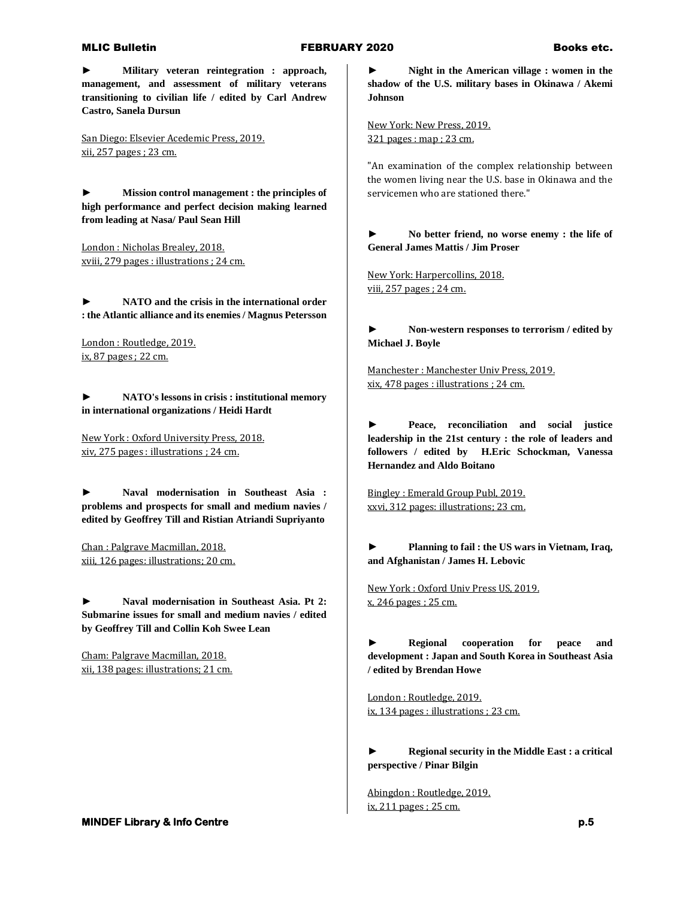► **Military veteran reintegration : approach, management, and assessment of military veterans transitioning to civilian life / edited by Carl Andrew Castro, Sanela Dursun**

San Diego: Elsevier Acedemic Press, 2019.
xii, 257 pages ; 23 cm.

► **Mission control management : the principles of high performance and perfect decision making learned from leading at Nasa/ Paul Sean Hill**

London : Nicholas Brealey, 2018.
xviii, 279 pages : illustrations ; 24 cm.

► **NATO and the crisis in the international order : the Atlantic alliance and its enemies / Magnus Petersson**

London : Routledge, 2019.
ix, 87 pages ; 22 cm.

► **NATO's lessons in crisis : institutional memory in international organizations / Heidi Hardt**

New York : Oxford University Press, 2018.
xiv, 275 pages : illustrations ; 24 cm.

► **Naval modernisation in Southeast Asia : problems and prospects for small and medium navies / edited by Geoffrey Till and Ristian Atriandi Supriyanto**

Chan : Palgrave Macmillan, 2018.
xiii, 126 pages: illustrations; 20 cm.

► **Naval modernisation in Southeast Asia. Pt 2: Submarine issues for small and medium navies / edited by Geoffrey Till and Collin Koh Swee Lean**

Cham: Palgrave Macmillan, 2018.
xii, 138 pages: illustrations; 21 cm.

► **Night in the American village : women in the shadow of the U.S. military bases in Okinawa / Akemi Johnson**

New York: New Press, 2019.
321 pages : map ; 23 cm.

"An examination of the complex relationship between the women living near the U.S. base in Okinawa and the servicemen who are stationed there."

► **No better friend, no worse enemy : the life of General James Mattis / Jim Proser**

New York: Harpercollins, 2018.
viii, 257 pages ; 24 cm.

► **Non-western responses to terrorism / edited by Michael J. Boyle**

Manchester : Manchester Univ Press, 2019.
xix, 478 pages : illustrations ; 24 cm.

► **Peace, reconciliation and social justice leadership in the 21st century : the role of leaders and followers / edited by H.Eric Schockman, Vanessa Hernandez and Aldo Boitano**

Bingley : Emerald Group Publ, 2019.
xxvi, 312 pages: illustrations; 23 cm.

► **Planning to fail : the US wars in Vietnam, Iraq, and Afghanistan / James H. Lebovic**

New York : Oxford Univ Press US, 2019.
x, 246 pages ; 25 cm.

► **Regional cooperation for peace and development : Japan and South Korea in Southeast Asia / edited by Brendan Howe**

London : Routledge, 2019.
ix, 134 pages : illustrations ; 23 cm.

► **Regional security in the Middle East : a critical perspective / Pinar Bilgin**

Abingdon : Routledge, 2019.
ix, 211 pages ; 25 cm.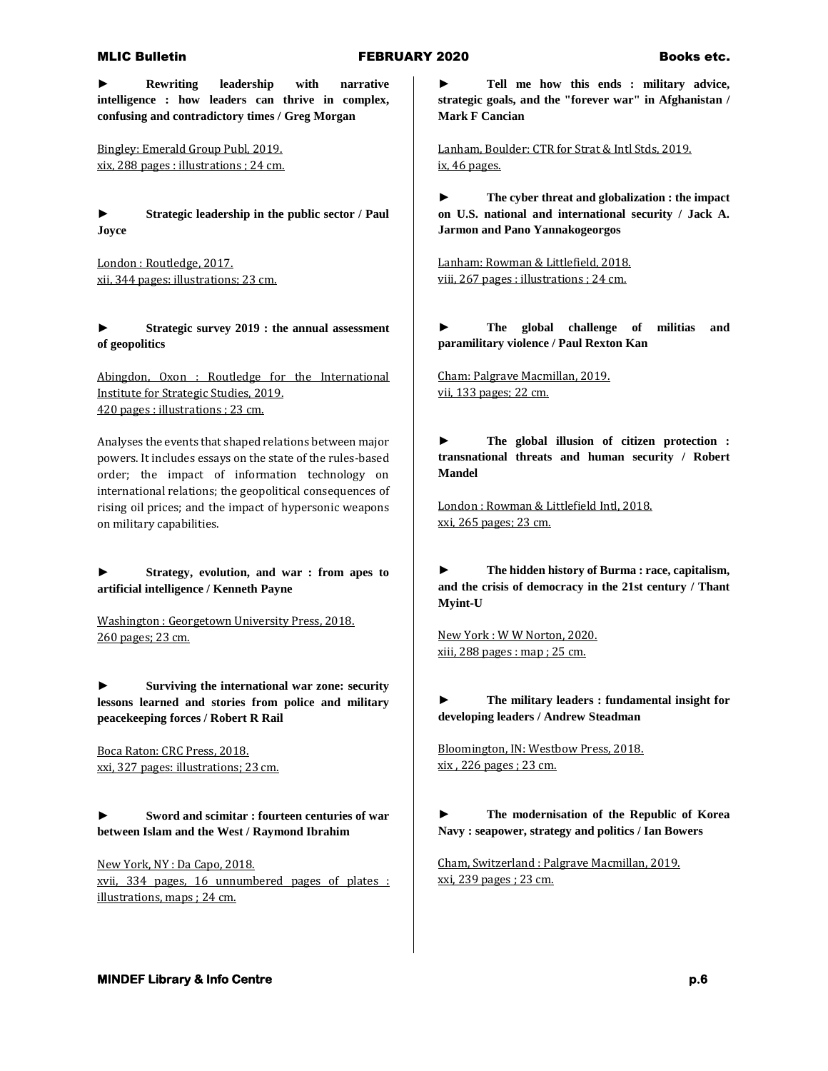► **Rewriting leadership with narrative intelligence : how leaders can thrive in complex, confusing and contradictory times / Greg Morgan**

Bingley: Emerald Group Publ, 2019.
xix, 288 pages : illustrations ; 24 cm.

► **Strategic leadership in the public sector / Paul Joyce**

London : Routledge, 2017.
xii, 344 pages: illustrations; 23 cm.

► **Strategic survey 2019 : the annual assessment of geopolitics**

Abingdon, Oxon : Routledge for the International Institute for Strategic Studies, 2019.
420 pages : illustrations ; 23 cm.

Analyses the events that shaped relations between major powers. It includes essays on the state of the rules-based order; the impact of information technology on international relations; the geopolitical consequences of rising oil prices; and the impact of hypersonic weapons on military capabilities.

► **Strategy, evolution, and war : from apes to artificial intelligence / Kenneth Payne**

Washington : Georgetown University Press, 2018.
260 pages; 23 cm.

► **Surviving the international war zone: security lessons learned and stories from police and military peacekeeping forces / Robert R Rail**

Boca Raton: CRC Press, 2018.
xxi, 327 pages: illustrations; 23 cm.

► **Sword and scimitar : fourteen centuries of war between Islam and the West / Raymond Ibrahim**

New York, NY : Da Capo, 2018.
xvii, 334 pages, 16 unnumbered pages of plates : illustrations, maps ; 24 cm.

► **Tell me how this ends : military advice, strategic goals, and the "forever war" in Afghanistan / Mark F Cancian**

Lanham, Boulder: CTR for Strat & Intl Stds, 2019.
ix, 46 pages.

► **The cyber threat and globalization : the impact on U.S. national and international security / Jack A. Jarmon and Pano Yannakogeorgos**

Lanham: Rowman & Littlefield, 2018.
viii, 267 pages : illustrations ; 24 cm.

► **The global challenge of militias and paramilitary violence / Paul Rexton Kan**

Cham: Palgrave Macmillan, 2019.
vii, 133 pages; 22 cm.

► **The global illusion of citizen protection : transnational threats and human security / Robert Mandel**

London : Rowman & Littlefield Intl, 2018.
xxi, 265 pages; 23 cm.

► **The hidden history of Burma : race, capitalism, and the crisis of democracy in the 21st century / Thant Myint-U**

New York : W W Norton, 2020.
xiii, 288 pages : map ; 25 cm.

► **The military leaders : fundamental insight for developing leaders / Andrew Steadman**

Bloomington, IN: Westbow Press, 2018.
xix , 226 pages ; 23 cm.

► **The modernisation of the Republic of Korea Navy : seapower, strategy and politics / Ian Bowers**

Cham, Switzerland : Palgrave Macmillan, 2019.
xxi, 239 pages ; 23 cm.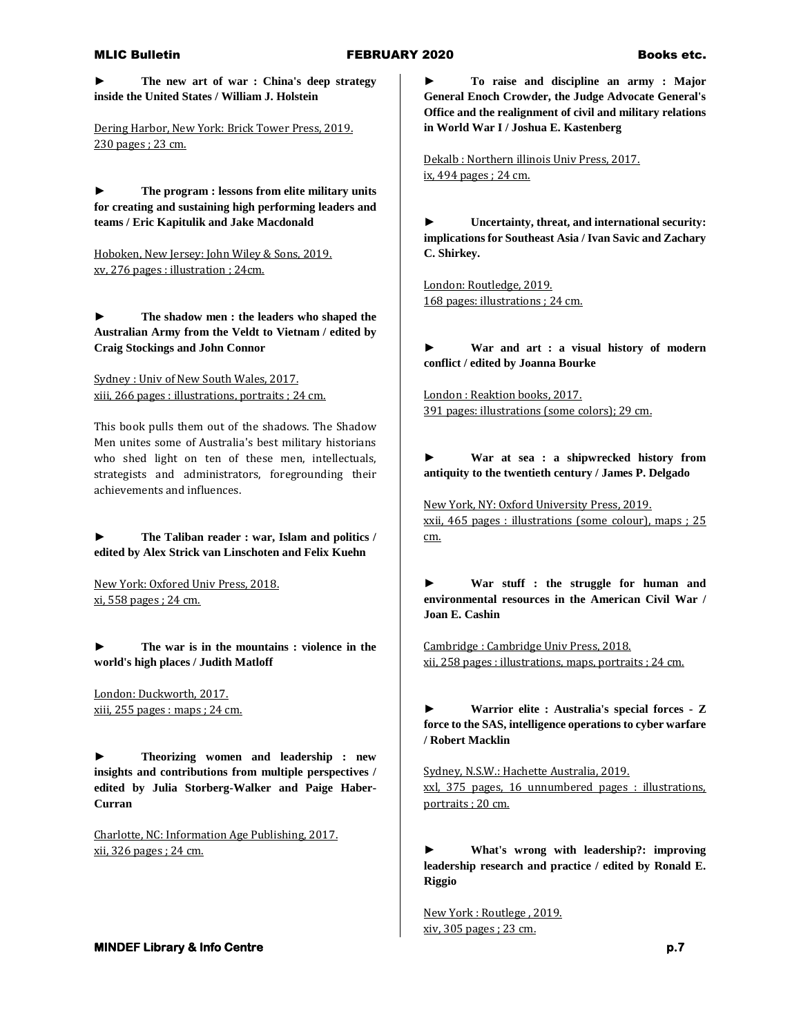► **The new art of war : China's deep strategy inside the United States / William J. Holstein**

Dering Harbor, New York: Brick Tower Press, 2019.
230 pages ; 23 cm.

► **The program : lessons from elite military units for creating and sustaining high performing leaders and teams / Eric Kapitulik and Jake Macdonald**

Hoboken, New Jersey: John Wiley & Sons, 2019.
xv, 276 pages : illustration ; 24cm.

► **The shadow men : the leaders who shaped the Australian Army from the Veldt to Vietnam / edited by Craig Stockings and John Connor**

Sydney : Univ of New South Wales, 2017.
xiii, 266 pages : illustrations, portraits ; 24 cm.

This book pulls them out of the shadows. The Shadow Men unites some of Australia's best military historians who shed light on ten of these men, intellectuals, strategists and administrators, foregrounding their achievements and influences.

► **The Taliban reader : war, Islam and politics / edited by Alex Strick van Linschoten and Felix Kuehn**

New York: Oxfored Univ Press, 2018.
xi, 558 pages ; 24 cm.

► **The war is in the mountains : violence in the world's high places / Judith Matloff**

London: Duckworth, 2017.
xiii, 255 pages : maps ; 24 cm.

► **Theorizing women and leadership : new insights and contributions from multiple perspectives / edited by Julia Storberg-Walker and Paige Haber-Curran**

Charlotte, NC: Information Age Publishing, 2017.
xii, 326 pages ; 24 cm.

► **To raise and discipline an army : Major General Enoch Crowder, the Judge Advocate General's Office and the realignment of civil and military relations in World War I / Joshua E. Kastenberg**

Dekalb : Northern illinois Univ Press, 2017.
ix, 494 pages ; 24 cm.

► **Uncertainty, threat, and international security: implications for Southeast Asia / Ivan Savic and Zachary C. Shirkey.**

London: Routledge, 2019.
168 pages: illustrations ; 24 cm.

► **War and art : a visual history of modern conflict / edited by Joanna Bourke**

London : Reaktion books, 2017.
391 pages: illustrations (some colors); 29 cm.

► **War at sea : a shipwrecked history from antiquity to the twentieth century / James P. Delgado**

New York, NY: Oxford University Press, 2019.
xxii, 465 pages : illustrations (some colour), maps ; 25 cm.

► **War stuff : the struggle for human and environmental resources in the American Civil War / Joan E. Cashin**

Cambridge : Cambridge Univ Press, 2018.
xii, 258 pages : illustrations, maps, portraits ; 24 cm.

► **Warrior elite : Australia's special forces - Z force to the SAS, intelligence operations to cyber warfare / Robert Macklin**

Sydney, N.S.W.: Hachette Australia, 2019.
xxl, 375 pages, 16 unnumbered pages : illustrations, portraits ; 20 cm.

► **What's wrong with leadership?: improving leadership research and practice / edited by Ronald E. Riggio**

New York : Routlege , 2019.
xiv, 305 pages ; 23 cm.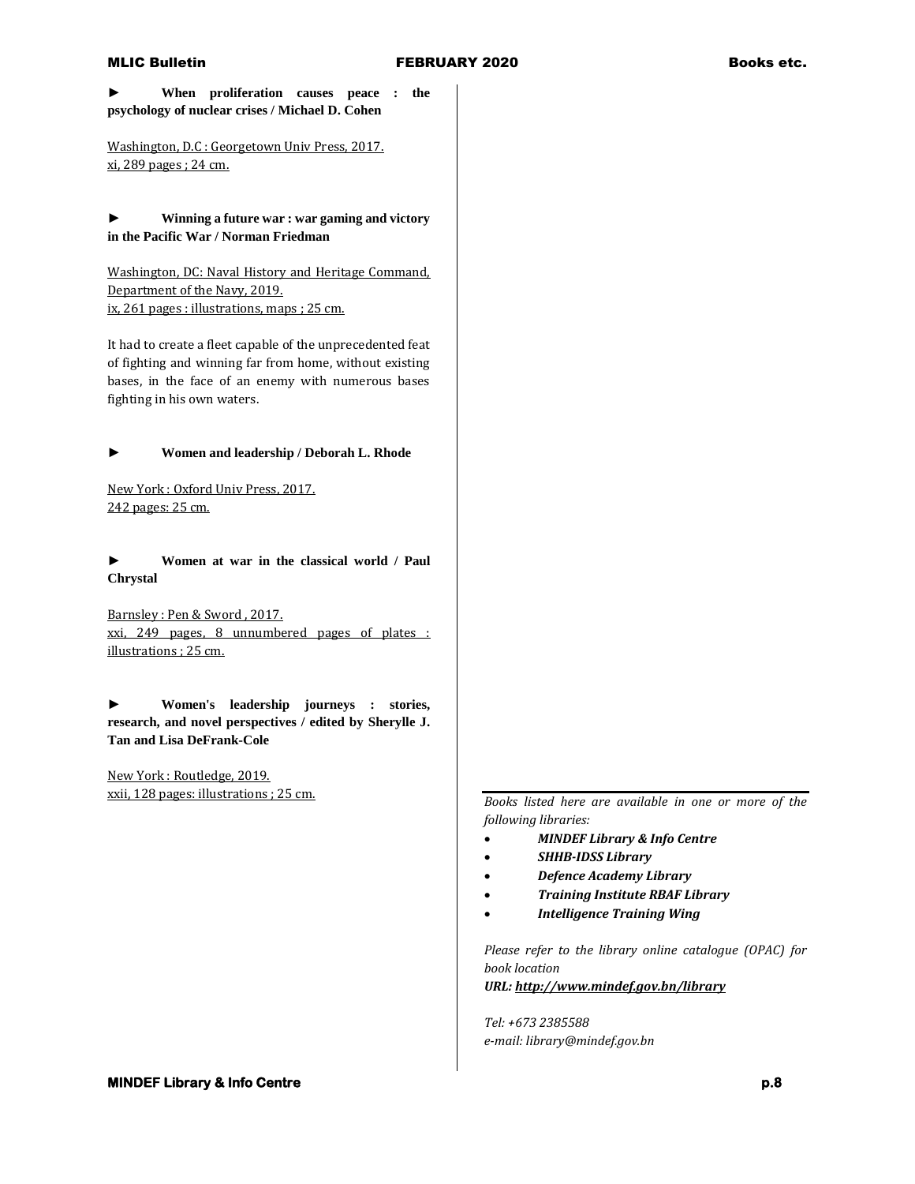► **When proliferation causes peace : the psychology of nuclear crises / Michael D. Cohen**

Washington, D.C : Georgetown Univ Press, 2017.
xi, 289 pages ; 24 cm.

► **Winning a future war : war gaming and victory in the Pacific War / Norman Friedman**

Washington, DC: Naval History and Heritage Command, Department of the Navy, 2019.
ix, 261 pages : illustrations, maps ; 25 cm.

It had to create a fleet capable of the unprecedented feat of fighting and winning far from home, without existing bases, in the face of an enemy with numerous bases fighting in his own waters.

► **Women and leadership / Deborah L. Rhode**

New York : Oxford Univ Press, 2017.
242 pages: 25 cm.

► **Women at war in the classical world / Paul Chrystal**

Barnsley : Pen & Sword , 2017.
xxi, 249 pages, 8 unnumbered pages of plates : illustrations ; 25 cm.

► **Women's leadership journeys : stories, research, and novel perspectives / edited by Sherylle J. Tan and Lisa DeFrank-Cole**

New York : Routledge, 2019.
xxii, 128 pages: illustrations ; 25 cm.

---

*Books listed here are available in one or more of the following libraries:*

- ***MINDEF Library & Info Centre***
- ***SHHB-IDSS Library***
- ***Defence Academy Library***
- ***Training Institute RBAF Library***
- ***Intelligence Training Wing***

*Please refer to the library online catalogue (OPAC) for book location*
***URL: http://www.mindef.gov.bn/library***

*Tel: +673 2385588*
*e-mail: library@mindef.gov.bn*